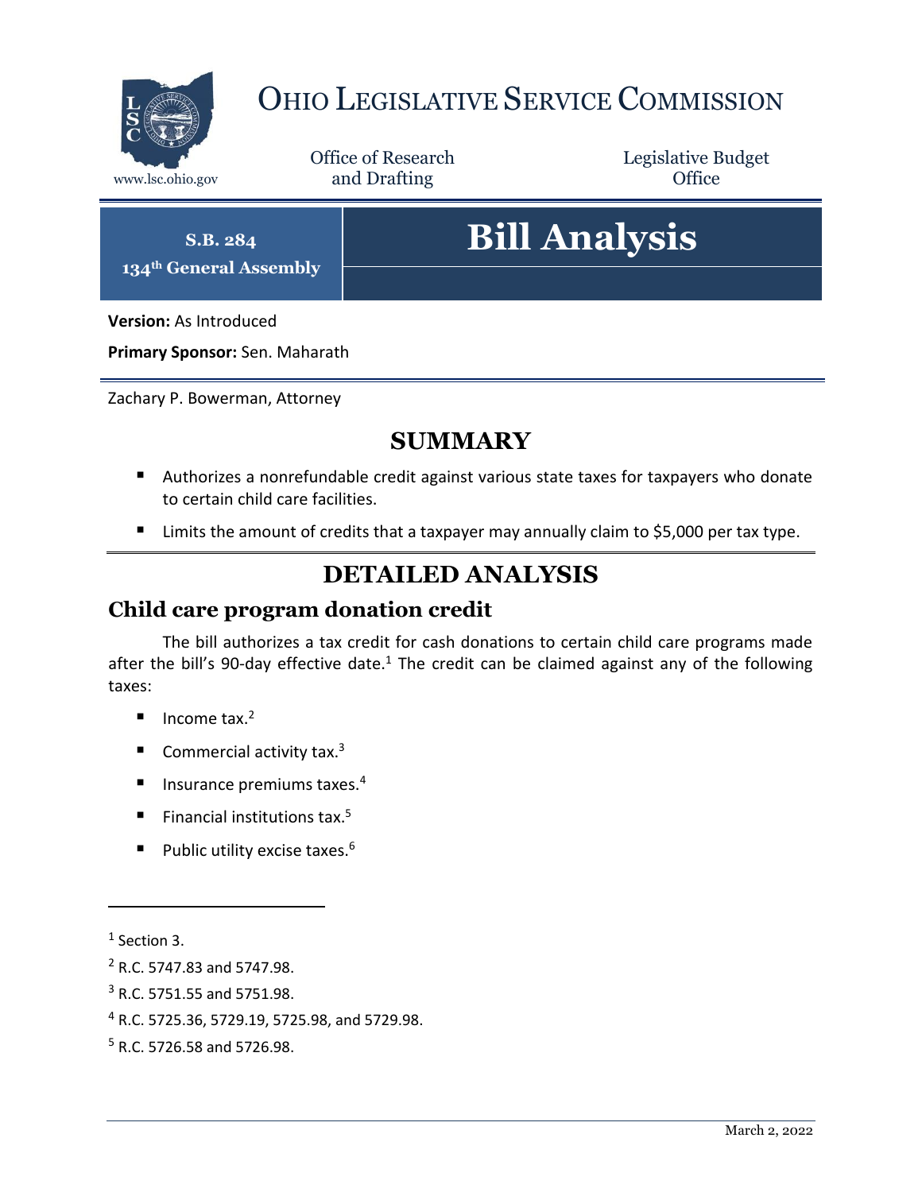# OHIO LEGISLATIVE SERVICE COMMISSION

www.lsc.ohio.gov

Office of Research and Drafting

Legislative Budget Office

**S.B. 284**
**134th General Assembly**

# Bill Analysis

**Version:** As Introduced

**Primary Sponsor:** Sen. Maharath

Zachary P. Bowerman, Attorney

## SUMMARY

- Authorizes a nonrefundable credit against various state taxes for taxpayers who donate to certain child care facilities.
- Limits the amount of credits that a taxpayer may annually claim to $5,000 per tax type.

## DETAILED ANALYSIS

### Child care program donation credit

The bill authorizes a tax credit for cash donations to certain child care programs made after the bill's 90-day effective date.[1] The credit can be claimed against any of the following taxes:

- Income tax.[2]
- Commercial activity tax.[3]
- Insurance premiums taxes.[4]
- Financial institutions tax.[5]
- Public utility excise taxes.[6]

---

[1] Section 3.

[2] R.C. 5747.83 and 5747.98.

[3] R.C. 5751.55 and 5751.98.

[4] R.C. 5725.36, 5729.19, 5725.98, and 5729.98.

[5] R.C. 5726.58 and 5726.98.

March 2, 2022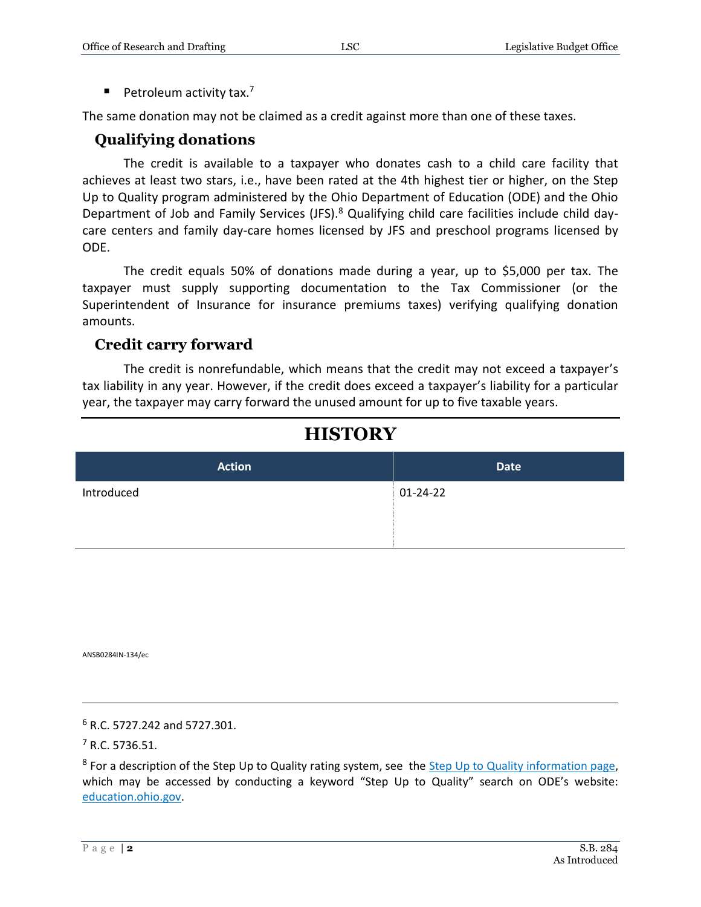- Petroleum activity tax.[7]

The same donation may not be claimed as a credit against more than one of these taxes.

## Qualifying donations

The credit is available to a taxpayer who donates cash to a child care facility that achieves at least two stars, i.e., have been rated at the 4th highest tier or higher, on the Step Up to Quality program administered by the Ohio Department of Education (ODE) and the Ohio Department of Job and Family Services (JFS).[8] Qualifying child care facilities include child day-care centers and family day-care homes licensed by JFS and preschool programs licensed by ODE.

The credit equals 50% of donations made during a year, up to $5,000 per tax. The taxpayer must supply supporting documentation to the Tax Commissioner (or the Superintendent of Insurance for insurance premiums taxes) verifying qualifying donation amounts.

## Credit carry forward

The credit is nonrefundable, which means that the credit may not exceed a taxpayer's tax liability in any year. However, if the credit does exceed a taxpayer's liability for a particular year, the taxpayer may carry forward the unused amount for up to five taxable years.

# HISTORY

| Action | Date |
|---|---|
| Introduced | 01-24-22 |

ANSB0284IN-134/ec

---

[6] R.C. 5727.242 and 5727.301.

[7] R.C. 5736.51.

[8] For a description of the Step Up to Quality rating system, see the Step Up to Quality information page, which may be accessed by conducting a keyword "Step Up to Quality" search on ODE's website: education.ohio.gov.